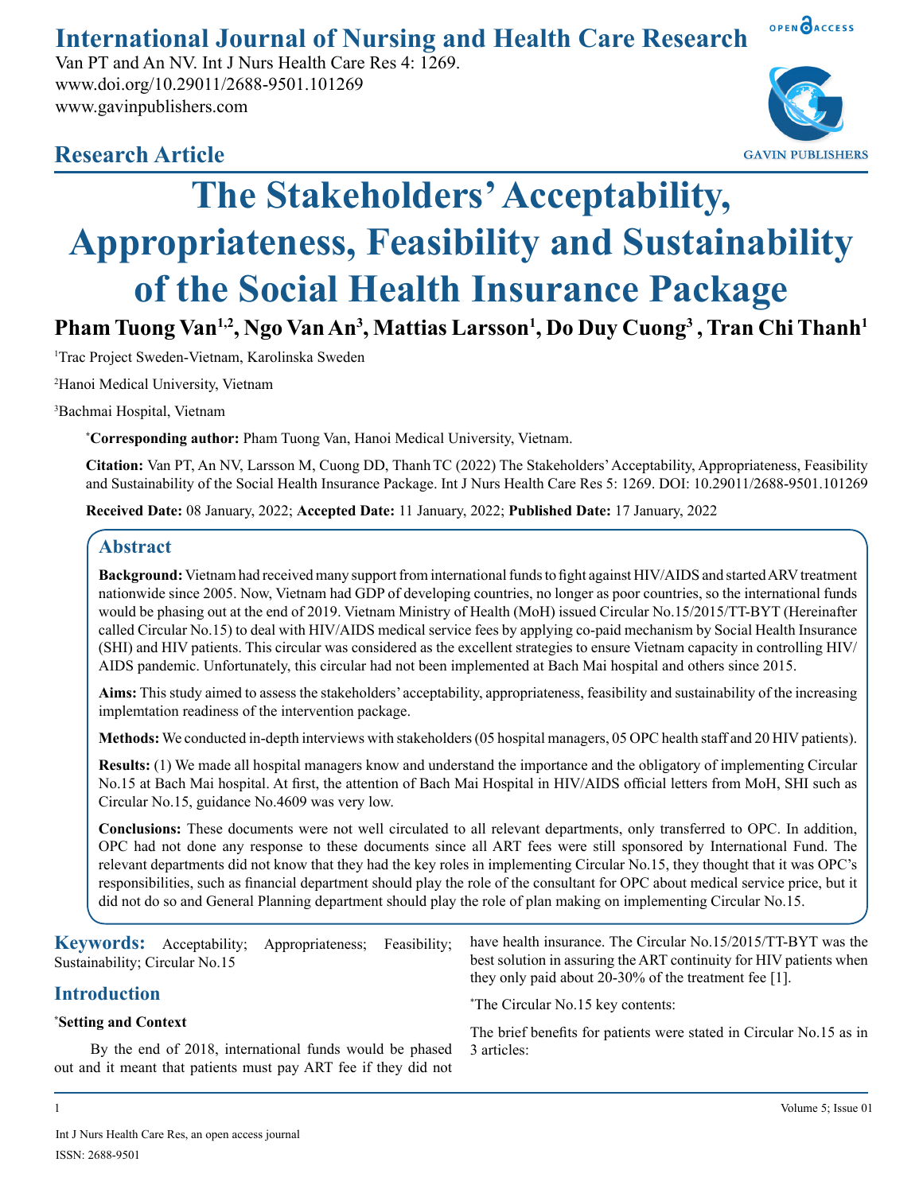# The Stakeholders' Acceptability, Appropriateness, Feasibility and Sustainability of the Social Health Insurance Package

**Pham Tuong Van[1,2], Ngo Van An[3], Mattias Larsson[1], Do Duy Cuong[3], Tran Chi Thanh[1]**

[1]Trac Project Sweden-Vietnam, Karolinska Sweden

[2]Hanoi Medical University, Vietnam

[3]Bachmai Hospital, Vietnam

***Corresponding author:** Pham Tuong Van, Hanoi Medical University, Vietnam.

**Citation:** Van PT, An NV, Larsson M, Cuong DD, Thanh TC (2022) The Stakeholders' Acceptability, Appropriateness, Feasibility and Sustainability of the Social Health Insurance Package. Int J Nurs Health Care Res 5: 1269. DOI: 10.29011/2688-9501.101269

**Received Date:** 08 January, 2022; **Accepted Date:** 11 January, 2022; **Published Date:** 17 January, 2022

## Abstract

**Background:** Vietnam had received many support from international funds to fight against HIV/AIDS and started ARV treatment nationwide since 2005. Now, Vietnam had GDP of developing countries, no longer as poor countries, so the international funds would be phasing out at the end of 2019. Vietnam Ministry of Health (MoH) issued Circular No.15/2015/TT-BYT (Hereinafter called Circular No.15) to deal with HIV/AIDS medical service fees by applying co-paid mechanism by Social Health Insurance (SHI) and HIV patients. This circular was considered as the excellent strategies to ensure Vietnam capacity in controlling HIV/AIDS pandemic. Unfortunately, this circular had not been implemented at Bach Mai hospital and others since 2015.

**Aims:** This study aimed to assess the stakeholders' acceptability, appropriateness, feasibility and sustainability of the increasing implemtation readiness of the intervention package.

**Methods:** We conducted in-depth interviews with stakeholders (05 hospital managers, 05 OPC health staff and 20 HIV patients).

**Results:** (1) We made all hospital managers know and understand the importance and the obligatory of implementing Circular No.15 at Bach Mai hospital. At first, the attention of Bach Mai Hospital in HIV/AIDS official letters from MoH, SHI such as Circular No.15, guidance No.4609 was very low.

**Conclusions:** These documents were not well circulated to all relevant departments, only transferred to OPC. In addition, OPC had not done any response to these documents since all ART fees were still sponsored by International Fund. The relevant departments did not know that they had the key roles in implementing Circular No.15, they thought that it was OPC's responsibilities, such as financial department should play the role of the consultant for OPC about medical service price, but it did not do so and General Planning department should play the role of plan making on implementing Circular No.15.

**Keywords:** Acceptability; Appropriateness; Feasibility; Sustainability; Circular No.15

## Introduction

### *Setting and Context

By the end of 2018, international funds would be phased out and it meant that patients must pay ART fee if they did not have health insurance. The Circular No.15/2015/TT-BYT was the best solution in assuring the ART continuity for HIV patients when they only paid about 20-30% of the treatment fee [1].

*The Circular No.15 key contents:

The brief benefits for patients were stated in Circular No.15 as in 3 articles: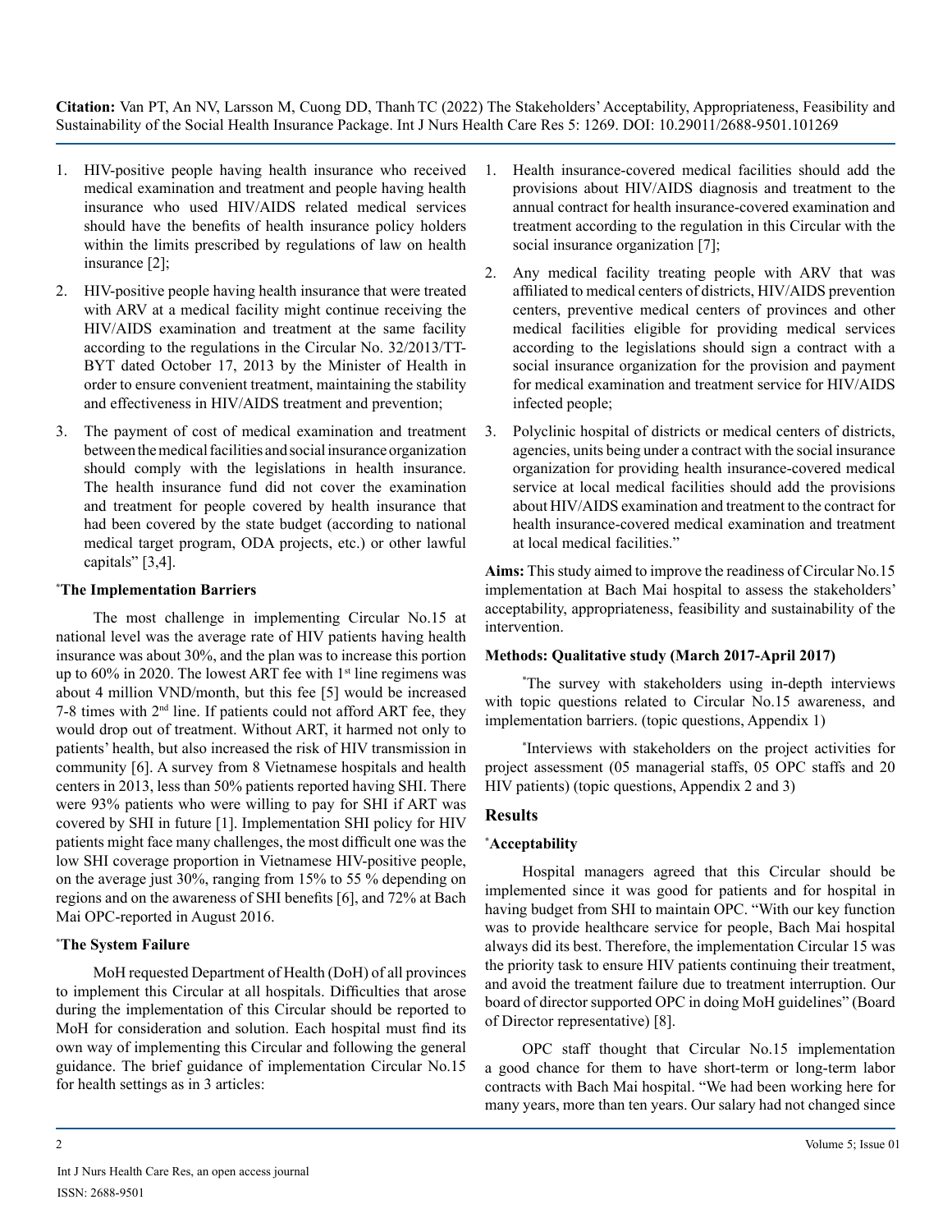1. HIV-positive people having health insurance who received medical examination and treatment and people having health insurance who used HIV/AIDS related medical services should have the benefits of health insurance policy holders within the limits prescribed by regulations of law on health insurance [2];

2. HIV-positive people having health insurance that were treated with ARV at a medical facility might continue receiving the HIV/AIDS examination and treatment at the same facility according to the regulations in the Circular No. 32/2013/TT-BYT dated October 17, 2013 by the Minister of Health in order to ensure convenient treatment, maintaining the stability and effectiveness in HIV/AIDS treatment and prevention;

3. The payment of cost of medical examination and treatment between the medical facilities and social insurance organization should comply with the legislations in health insurance. The health insurance fund did not cover the examination and treatment for people covered by health insurance that had been covered by the state budget (according to national medical target program, ODA projects, etc.) or other lawful capitals" [3,4].

### *The Implementation Barriers

The most challenge in implementing Circular No.15 at national level was the average rate of HIV patients having health insurance was about 30%, and the plan was to increase this portion up to 60% in 2020. The lowest ART fee with 1st line regimens was about 4 million VND/month, but this fee [5] would be increased 7-8 times with 2nd line. If patients could not afford ART fee, they would drop out of treatment. Without ART, it harmed not only to patients' health, but also increased the risk of HIV transmission in community [6]. A survey from 8 Vietnamese hospitals and health centers in 2013, less than 50% patients reported having SHI. There were 93% patients who were willing to pay for SHI if ART was covered by SHI in future [1]. Implementation SHI policy for HIV patients might face many challenges, the most difficult one was the low SHI coverage proportion in Vietnamese HIV-positive people, on the average just 30%, ranging from 15% to 55 % depending on regions and on the awareness of SHI benefits [6], and 72% at Bach Mai OPC-reported in August 2016.

### *The System Failure

MoH requested Department of Health (DoH) of all provinces to implement this Circular at all hospitals. Difficulties that arose during the implementation of this Circular should be reported to MoH for consideration and solution. Each hospital must find its own way of implementing this Circular and following the general guidance. The brief guidance of implementation Circular No.15 for health settings as in 3 articles:

1. Health insurance-covered medical facilities should add the provisions about HIV/AIDS diagnosis and treatment to the annual contract for health insurance-covered examination and treatment according to the regulation in this Circular with the social insurance organization [7];

2. Any medical facility treating people with ARV that was affiliated to medical centers of districts, HIV/AIDS prevention centers, preventive medical centers of provinces and other medical facilities eligible for providing medical services according to the legislations should sign a contract with a social insurance organization for the provision and payment for medical examination and treatment service for HIV/AIDS infected people;

3. Polyclinic hospital of districts or medical centers of districts, agencies, units being under a contract with the social insurance organization for providing health insurance-covered medical service at local medical facilities should add the provisions about HIV/AIDS examination and treatment to the contract for health insurance-covered medical examination and treatment at local medical facilities."

**Aims:** This study aimed to improve the readiness of Circular No.15 implementation at Bach Mai hospital to assess the stakeholders' acceptability, appropriateness, feasibility and sustainability of the intervention.

**Methods: Qualitative study (March 2017-April 2017)**

*The survey with stakeholders using in-depth interviews with topic questions related to Circular No.15 awareness, and implementation barriers. (topic questions, Appendix 1)

*Interviews with stakeholders on the project activities for project assessment (05 managerial staffs, 05 OPC staffs and 20 HIV patients) (topic questions, Appendix 2 and 3)

## Results

### *Acceptability

Hospital managers agreed that this Circular should be implemented since it was good for patients and for hospital in having budget from SHI to maintain OPC. "With our key function was to provide healthcare service for people, Bach Mai hospital always did its best. Therefore, the implementation Circular 15 was the priority task to ensure HIV patients continuing their treatment, and avoid the treatment failure due to treatment interruption. Our board of director supported OPC in doing MoH guidelines" (Board of Director representative) [8].

OPC staff thought that Circular No.15 implementation a good chance for them to have short-term or long-term labor contracts with Bach Mai hospital. "We had been working here for many years, more than ten years. Our salary had not changed since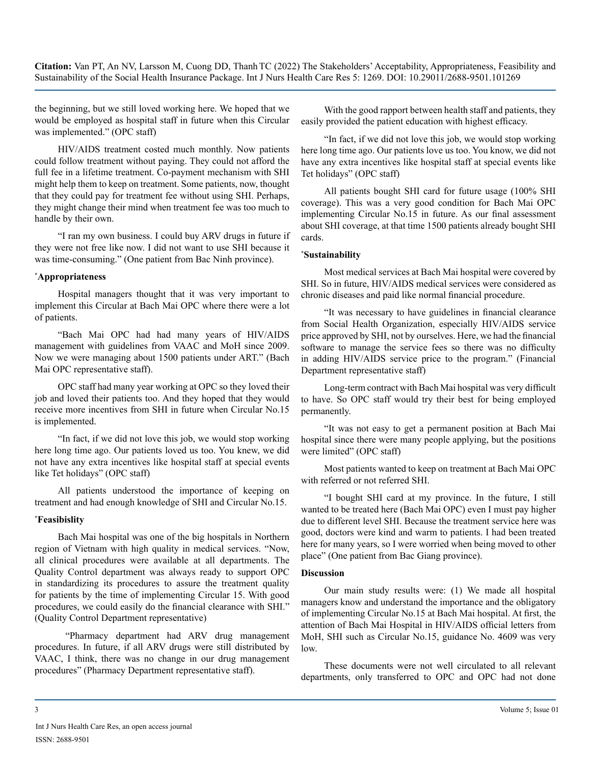the beginning, but we still loved working here. We hoped that we would be employed as hospital staff in future when this Circular was implemented." (OPC staff)

HIV/AIDS treatment costed much monthly. Now patients could follow treatment without paying. They could not afford the full fee in a lifetime treatment. Co-payment mechanism with SHI might help them to keep on treatment. Some patients, now, thought that they could pay for treatment fee without using SHI. Perhaps, they might change their mind when treatment fee was too much to handle by their own.

"I ran my own business. I could buy ARV drugs in future if they were not free like now. I did not want to use SHI because it was time-consuming." (One patient from Bac Ninh province).

### *Appropriateness

Hospital managers thought that it was very important to implement this Circular at Bach Mai OPC where there were a lot of patients.

"Bach Mai OPC had had many years of HIV/AIDS management with guidelines from VAAC and MoH since 2009. Now we were managing about 1500 patients under ART." (Bach Mai OPC representative staff).

OPC staff had many year working at OPC so they loved their job and loved their patients too. And they hoped that they would receive more incentives from SHI in future when Circular No.15 is implemented.

"In fact, if we did not love this job, we would stop working here long time ago. Our patients loved us too. You knew, we did not have any extra incentives like hospital staff at special events like Tet holidays" (OPC staff)

All patients understood the importance of keeping on treatment and had enough knowledge of SHI and Circular No.15.

### *Feasibislity

Bach Mai hospital was one of the big hospitals in Northern region of Vietnam with high quality in medical services. "Now, all clinical procedures were available at all departments. The Quality Control department was always ready to support OPC in standardizing its procedures to assure the treatment quality for patients by the time of implementing Circular 15. With good procedures, we could easily do the financial clearance with SHI." (Quality Control Department representative)

"Pharmacy department had ARV drug management procedures. In future, if all ARV drugs were still distributed by VAAC, I think, there was no change in our drug management procedures" (Pharmacy Department representative staff).

With the good rapport between health staff and patients, they easily provided the patient education with highest efficacy.

"In fact, if we did not love this job, we would stop working here long time ago. Our patients love us too. You know, we did not have any extra incentives like hospital staff at special events like Tet holidays" (OPC staff)

All patients bought SHI card for future usage (100% SHI coverage). This was a very good condition for Bach Mai OPC implementing Circular No.15 in future. As our final assessment about SHI coverage, at that time 1500 patients already bought SHI cards.

### *Sustainability

Most medical services at Bach Mai hospital were covered by SHI. So in future, HIV/AIDS medical services were considered as chronic diseases and paid like normal financial procedure.

"It was necessary to have guidelines in financial clearance from Social Health Organization, especially HIV/AIDS service price approved by SHI, not by ourselves. Here, we had the financial software to manage the service fees so there was no difficulty in adding HIV/AIDS service price to the program." (Financial Department representative staff)

Long-term contract with Bach Mai hospital was very difficult to have. So OPC staff would try their best for being employed permanently.

"It was not easy to get a permanent position at Bach Mai hospital since there were many people applying, but the positions were limited" (OPC staff)

Most patients wanted to keep on treatment at Bach Mai OPC with referred or not referred SHI.

"I bought SHI card at my province. In the future, I still wanted to be treated here (Bach Mai OPC) even I must pay higher due to different level SHI. Because the treatment service here was good, doctors were kind and warm to patients. I had been treated here for many years, so I was worried when being moved to other place" (One patient from Bac Giang province).

## Discussion

Our main study results were: (1) We made all hospital managers know and understand the importance and the obligatory of implementing Circular No.15 at Bach Mai hospital. At first, the attention of Bach Mai Hospital in HIV/AIDS official letters from MoH, SHI such as Circular No.15, guidance No. 4609 was very low.

These documents were not well circulated to all relevant departments, only transferred to OPC and OPC had not done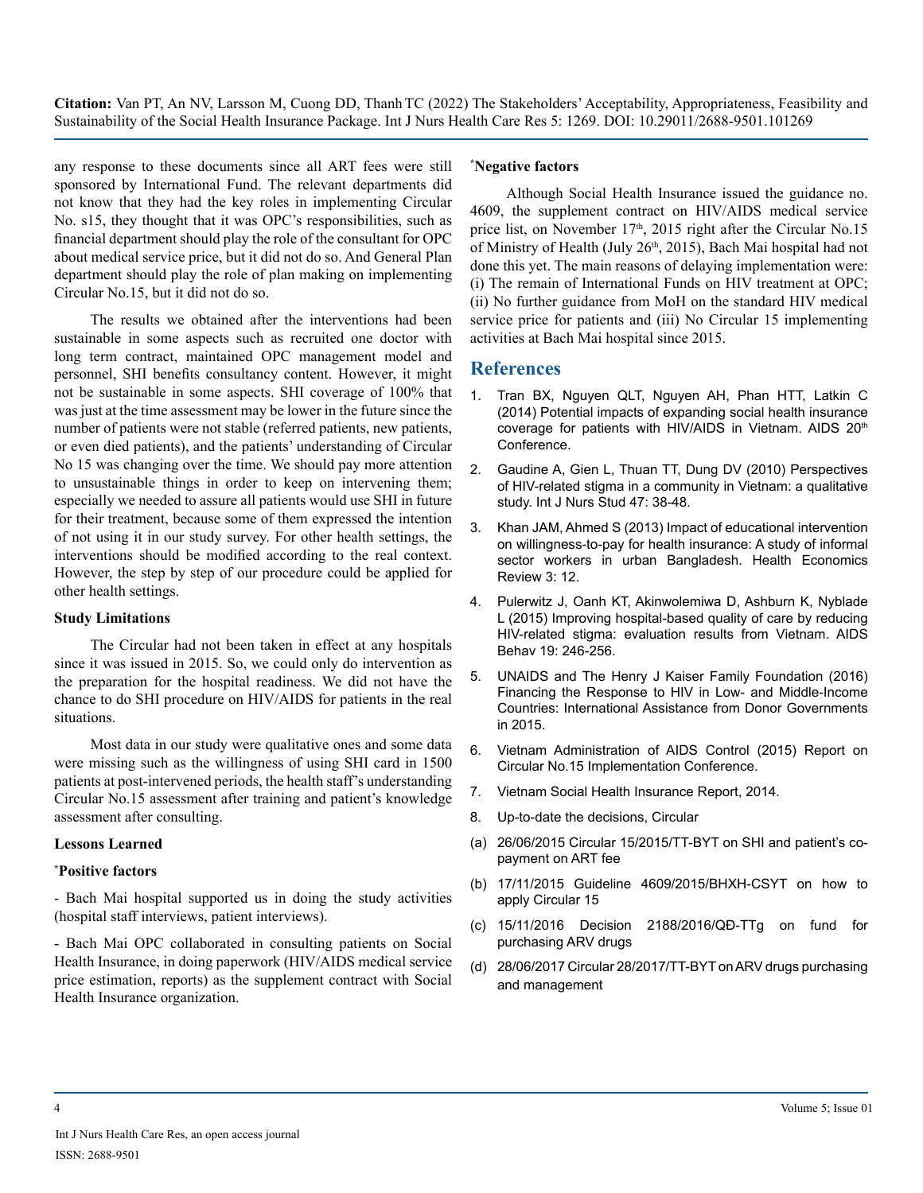any response to these documents since all ART fees were still sponsored by International Fund. The relevant departments did not know that they had the key roles in implementing Circular No. s15, they thought that it was OPC's responsibilities, such as financial department should play the role of the consultant for OPC about medical service price, but it did not do so. And General Plan department should play the role of plan making on implementing Circular No.15, but it did not do so.

The results we obtained after the interventions had been sustainable in some aspects such as recruited one doctor with long term contract, maintained OPC management model and personnel, SHI benefits consultancy content. However, it might not be sustainable in some aspects. SHI coverage of 100% that was just at the time assessment may be lower in the future since the number of patients were not stable (referred patients, new patients, or even died patients), and the patients' understanding of Circular No 15 was changing over the time. We should pay more attention to unsustainable things in order to keep on intervening them; especially we needed to assure all patients would use SHI in future for their treatment, because some of them expressed the intention of not using it in our study survey. For other health settings, the interventions should be modified according to the real context. However, the step by step of our procedure could be applied for other health settings.

#### Study Limitations

The Circular had not been taken in effect at any hospitals since it was issued in 2015. So, we could only do intervention as the preparation for the hospital readiness. We did not have the chance to do SHI procedure on HIV/AIDS for patients in the real situations.

Most data in our study were qualitative ones and some data were missing such as the willingness of using SHI card in 1500 patients at post-intervened periods, the health staff's understanding Circular No.15 assessment after training and patient's knowledge assessment after consulting.

#### Lessons Learned

**\*Positive factors**

- Bach Mai hospital supported us in doing the study activities (hospital staff interviews, patient interviews).

- Bach Mai OPC collaborated in consulting patients on Social Health Insurance, in doing paperwork (HIV/AIDS medical service price estimation, reports) as the supplement contract with Social Health Insurance organization.

**\*Negative factors**

Although Social Health Insurance issued the guidance no. 4609, the supplement contract on HIV/AIDS medical service price list, on November 17th, 2015 right after the Circular No.15 of Ministry of Health (July 26th, 2015), Bach Mai hospital had not done this yet. The main reasons of delaying implementation were: (i) The remain of International Funds on HIV treatment at OPC; (ii) No further guidance from MoH on the standard HIV medical service price for patients and (iii) No Circular 15 implementing activities at Bach Mai hospital since 2015.

## References

1. Tran BX, Nguyen QLT, Nguyen AH, Phan HTT, Latkin C (2014) Potential impacts of expanding social health insurance coverage for patients with HIV/AIDS in Vietnam. AIDS 20th Conference.
2. Gaudine A, Gien L, Thuan TT, Dung DV (2010) Perspectives of HIV-related stigma in a community in Vietnam: a qualitative study. Int J Nurs Stud 47: 38-48.
3. Khan JAM, Ahmed S (2013) Impact of educational intervention on willingness-to-pay for health insurance: A study of informal sector workers in urban Bangladesh. Health Economics Review 3: 12.
4. Pulerwitz J, Oanh KT, Akinwolemiwa D, Ashburn K, Nyblade L (2015) Improving hospital-based quality of care by reducing HIV-related stigma: evaluation results from Vietnam. AIDS Behav 19: 246-256.
5. UNAIDS and The Henry J Kaiser Family Foundation (2016) Financing the Response to HIV in Low- and Middle-Income Countries: International Assistance from Donor Governments in 2015.
6. Vietnam Administration of AIDS Control (2015) Report on Circular No.15 Implementation Conference.
7. Vietnam Social Health Insurance Report, 2014.
8. Up-to-date the decisions, Circular

(a) 26/06/2015 Circular 15/2015/TT-BYT on SHI and patient's co-payment on ART fee

(b) 17/11/2015 Guideline 4609/2015/BHXH-CSYT on how to apply Circular 15

(c) 15/11/2016 Decision 2188/2016/QĐ-TTg on fund for purchasing ARV drugs

(d) 28/06/2017 Circular 28/2017/TT-BYT on ARV drugs purchasing and management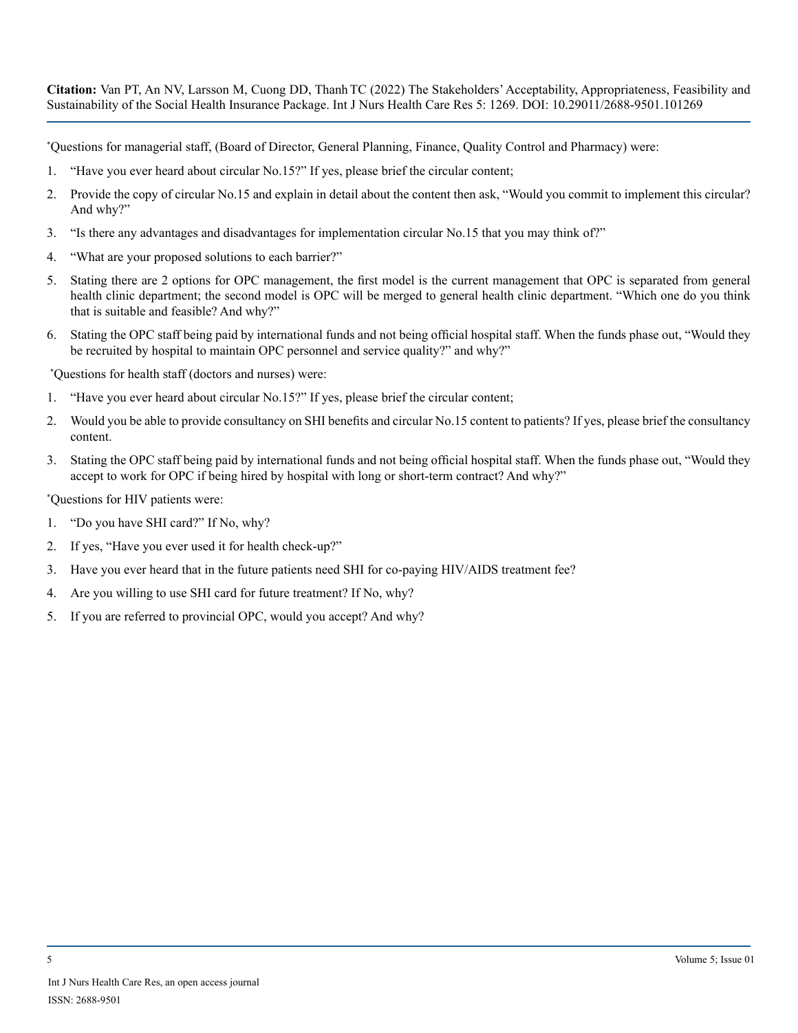*Questions for managerial staff, (Board of Director, General Planning, Finance, Quality Control and Pharmacy) were:

1. "Have you ever heard about circular No.15?" If yes, please brief the circular content;
2. Provide the copy of circular No.15 and explain in detail about the content then ask, "Would you commit to implement this circular? And why?"
3. "Is there any advantages and disadvantages for implementation circular No.15 that you may think of?"
4. "What are your proposed solutions to each barrier?"
5. Stating there are 2 options for OPC management, the first model is the current management that OPC is separated from general health clinic department; the second model is OPC will be merged to general health clinic department. "Which one do you think that is suitable and feasible? And why?"
6. Stating the OPC staff being paid by international funds and not being official hospital staff. When the funds phase out, "Would they be recruited by hospital to maintain OPC personnel and service quality?" and why?"

*Questions for health staff (doctors and nurses) were:

1. "Have you ever heard about circular No.15?" If yes, please brief the circular content;
2. Would you be able to provide consultancy on SHI benefits and circular No.15 content to patients? If yes, please brief the consultancy content.
3. Stating the OPC staff being paid by international funds and not being official hospital staff. When the funds phase out, "Would they accept to work for OPC if being hired by hospital with long or short-term contract? And why?"

*Questions for HIV patients were:

1. "Do you have SHI card?" If No, why?
2. If yes, "Have you ever used it for health check-up?"
3. Have you ever heard that in the future patients need SHI for co-paying HIV/AIDS treatment fee?
4. Are you willing to use SHI card for future treatment? If No, why?
5. If you are referred to provincial OPC, would you accept? And why?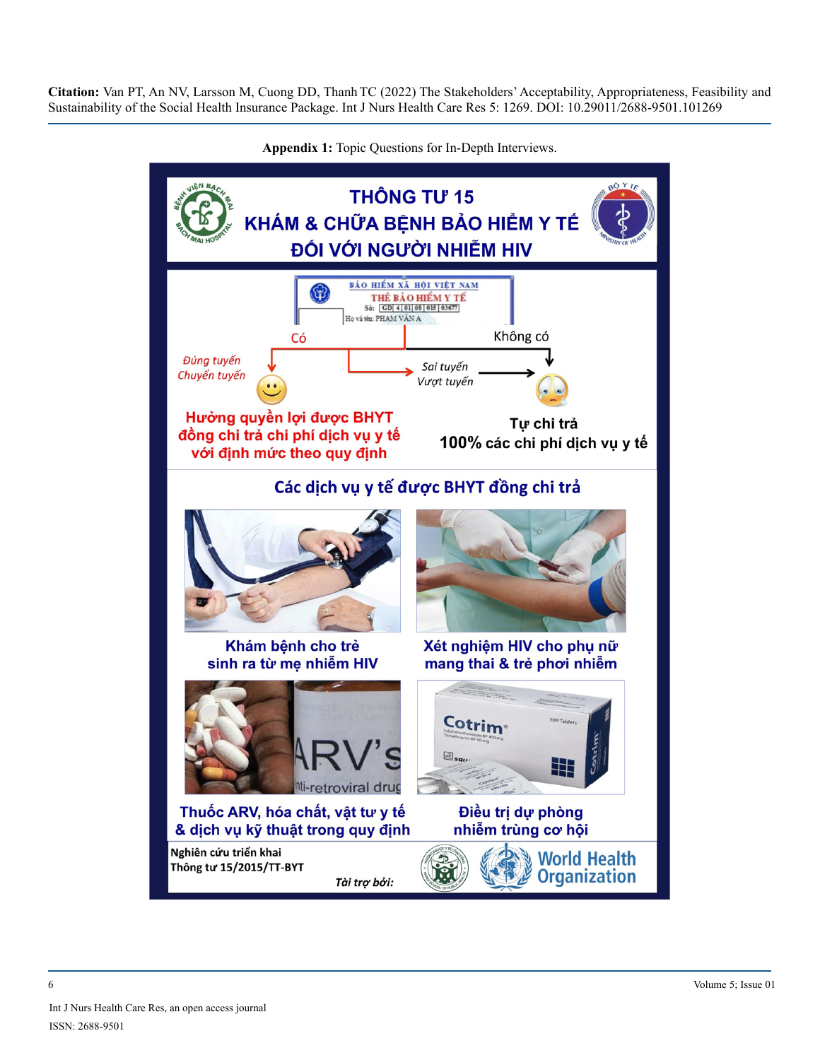**Appendix 1:** Topic Questions for In-Depth Interviews.

# THÔNG TƯ 15
# KHÁM & CHỮA BỆNH BẢO HIỂM Y TẾ ĐỐI VỚI NGƯỜI NHIỄM HIV

BẢO HIỂM XÃ HỘI VIỆT NAM
THẺ BẢO HIỂM Y TẾ
Số: GD 4 01 08 015 03677
Họ và tên: PHAM VAN A

Có

*Đúng tuyến*
*Chuyển tuyến*

*Sai tuyến*
*Vượt tuyến*

Không có

**Hưởng quyền lợi được BHYT đồng chi trả chi phí dịch vụ y tế với định mức theo quy định**

**Tự chi trả 100% các chi phí dịch vụ y tế**

## Các dịch vụ y tế được BHYT đồng chi trả

- **Khám bệnh cho trẻ sinh ra từ mẹ nhiễm HIV**
- **Xét nghiệm HIV cho phụ nữ mang thai & trẻ phơi nhiễm**
- **Thuốc ARV, hóa chất, vật tư y tế & dịch vụ kỹ thuật trong quy định**
- **Điều trị dự phòng nhiễm trùng cơ hội**

**Nghiên cứu triển khai Thông tư 15/2015/TT-BYT**

*Tài trợ bởi:* World Health Organization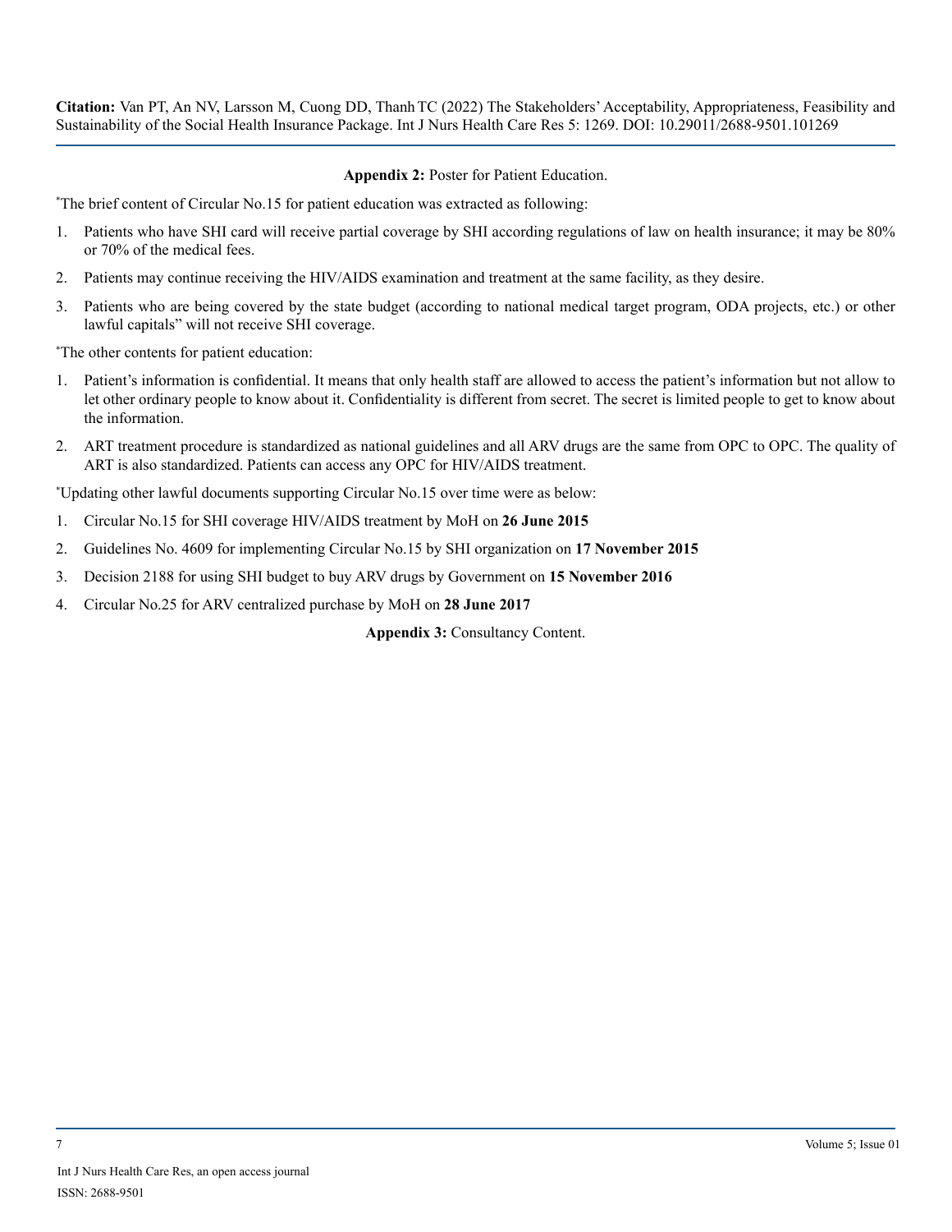**Appendix 2:** Poster for Patient Education.

*The brief content of Circular No.15 for patient education was extracted as following:

1. Patients who have SHI card will receive partial coverage by SHI according regulations of law on health insurance; it may be 80% or 70% of the medical fees.
2. Patients may continue receiving the HIV/AIDS examination and treatment at the same facility, as they desire.
3. Patients who are being covered by the state budget (according to national medical target program, ODA projects, etc.) or other lawful capitals" will not receive SHI coverage.

*The other contents for patient education:

1. Patient's information is confidential. It means that only health staff are allowed to access the patient's information but not allow to let other ordinary people to know about it. Confidentiality is different from secret. The secret is limited people to get to know about the information.
2. ART treatment procedure is standardized as national guidelines and all ARV drugs are the same from OPC to OPC. The quality of ART is also standardized. Patients can access any OPC for HIV/AIDS treatment.

*Updating other lawful documents supporting Circular No.15 over time were as below:

1. Circular No.15 for SHI coverage HIV/AIDS treatment by MoH on **26 June 2015**
2. Guidelines No. 4609 for implementing Circular No.15 by SHI organization on **17 November 2015**
3. Decision 2188 for using SHI budget to buy ARV drugs by Government on **15 November 2016**
4. Circular No.25 for ARV centralized purchase by MoH on **28 June 2017**

**Appendix 3:** Consultancy Content.